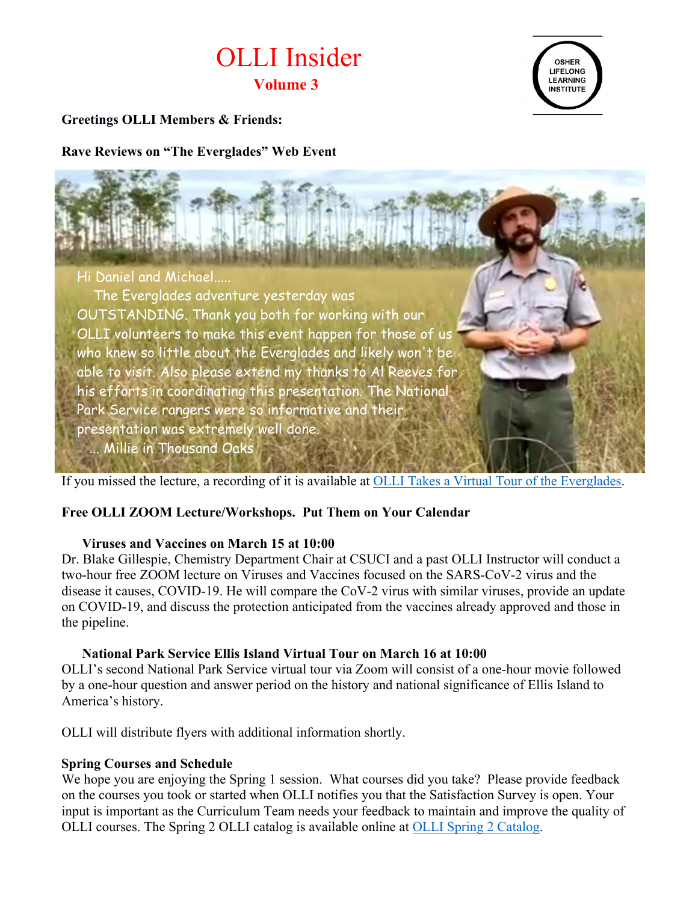# OLLI Insider

## Volume 3

OSHER LIFELONG LEARNING INSTITUTE

**Greetings OLLI Members & Friends:**

**Rave Reviews on "The Everglades" Web Event**

Hi Daniel and Michael.....

The Everglades adventure yesterday was OUTSTANDING. Thank you both for working with our OLLI volunteers to make this event happen for those of us who knew so little about the Everglades and likely won't be able to visit. Also please extend my thanks to Al Reeves for his efforts in coordinating this presentation. The National Park Service rangers were so informative and their presentation was extremely well done.

... Millie in Thousand Oaks

If you missed the lecture, a recording of it is available at OLLI Takes a Virtual Tour of the Everglades.

**Free OLLI ZOOM Lecture/Workshops. Put Them on Your Calendar**

**Viruses and Vaccines on March 15 at 10:00**

Dr. Blake Gillespie, Chemistry Department Chair at CSUCI and a past OLLI Instructor will conduct a two-hour free ZOOM lecture on Viruses and Vaccines focused on the SARS-CoV-2 virus and the disease it causes, COVID-19. He will compare the CoV-2 virus with similar viruses, provide an update on COVID-19, and discuss the protection anticipated from the vaccines already approved and those in the pipeline.

**National Park Service Ellis Island Virtual Tour on March 16 at 10:00**

OLLI's second National Park Service virtual tour via Zoom will consist of a one-hour movie followed by a one-hour question and answer period on the history and national significance of Ellis Island to America's history.

OLLI will distribute flyers with additional information shortly.

**Spring Courses and Schedule**

We hope you are enjoying the Spring 1 session. What courses did you take? Please provide feedback on the courses you took or started when OLLI notifies you that the Satisfaction Survey is open. Your input is important as the Curriculum Team needs your feedback to maintain and improve the quality of OLLI courses. The Spring 2 OLLI catalog is available online at OLLI Spring 2 Catalog.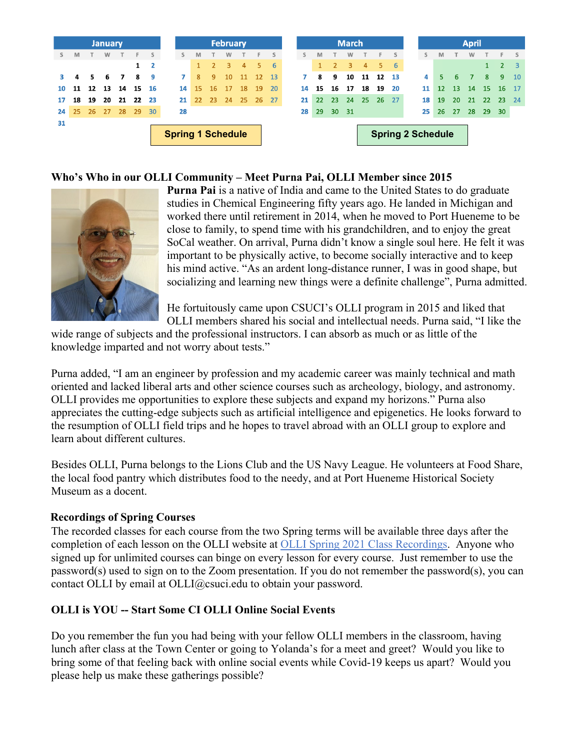| January | | | | | | |
|---|---|---|---|---|---|---|
| S | M | T | W | T | F | S |
| | | | | | 1 | 2 |
| 3 | 4 | 5 | 6 | 7 | 8 | 9 |
| 10 | 11 | 12 | 13 | 14 | 15 | 16 |
| 17 | 18 | 19 | 20 | 21 | 22 | 23 |
| 24 | 25 | 26 | 27 | 28 | 29 | 30 |
| 31 | | | | | | |

| February | | | | | | |
|---|---|---|---|---|---|---|
| S | M | T | W | T | F | S |
| | 1 | 2 | 3 | 4 | 5 | 6 |
| 7 | 8 | 9 | 10 | 11 | 12 | 13 |
| 14 | 15 | 16 | 17 | 18 | 19 | 20 |
| 21 | 22 | 23 | 24 | 25 | 26 | 27 |
| 28 | | | | | | |

| March | | | | | | |
|---|---|---|---|---|---|---|
| S | M | T | W | T | F | S |
| | 1 | 2 | 3 | 4 | 5 | 6 |
| 7 | 8 | 9 | 10 | 11 | 12 | 13 |
| 14 | 15 | 16 | 17 | 18 | 19 | 20 |
| 21 | 22 | 23 | 24 | 25 | 26 | 27 |
| 28 | 29 | 30 | 31 | | | |

| April | | | | | | |
|---|---|---|---|---|---|---|
| S | M | T | W | T | F | S |
| | | | | 1 | 2 | 3 |
| 4 | 5 | 6 | 7 | 8 | 9 | 10 |
| 11 | 12 | 13 | 14 | 15 | 16 | 17 |
| 18 | 19 | 20 | 21 | 22 | 23 | 24 |
| 25 | 26 | 27 | 28 | 29 | 30 | |

Spring 1 Schedule

Spring 2 Schedule

## Who's Who in our OLLI Community – Meet Purna Pai, OLLI Member since 2015

**Purna Pai** is a native of India and came to the United States to do graduate studies in Chemical Engineering fifty years ago. He landed in Michigan and worked there until retirement in 2014, when he moved to Port Hueneme to be close to family, to spend time with his grandchildren, and to enjoy the great SoCal weather. On arrival, Purna didn't know a single soul here. He felt it was important to be physically active, to become socially interactive and to keep his mind active. "As an ardent long-distance runner, I was in good shape, but socializing and learning new things were a definite challenge", Purna admitted.

He fortuitously came upon CSUCI's OLLI program in 2015 and liked that OLLI members shared his social and intellectual needs. Purna said, "I like the wide range of subjects and the professional instructors. I can absorb as much or as little of the knowledge imparted and not worry about tests."

Purna added, "I am an engineer by profession and my academic career was mainly technical and math oriented and lacked liberal arts and other science courses such as archeology, biology, and astronomy. OLLI provides me opportunities to explore these subjects and expand my horizons." Purna also appreciates the cutting-edge subjects such as artificial intelligence and epigenetics. He looks forward to the resumption of OLLI field trips and he hopes to travel abroad with an OLLI group to explore and learn about different cultures.

Besides OLLI, Purna belongs to the Lions Club and the US Navy League. He volunteers at Food Share, the local food pantry which distributes food to the needy, and at Port Hueneme Historical Society Museum as a docent.

## Recordings of Spring Courses

The recorded classes for each course from the two Spring terms will be available three days after the completion of each lesson on the OLLI website at OLLI Spring 2021 Class Recordings. Anyone who signed up for unlimited courses can binge on every lesson for every course. Just remember to use the password(s) used to sign on to the Zoom presentation. If you do not remember the password(s), you can contact OLLI by email at OLLI@csuci.edu to obtain your password.

## OLLI is YOU -- Start Some CI OLLI Online Social Events

Do you remember the fun you had being with your fellow OLLI members in the classroom, having lunch after class at the Town Center or going to Yolanda's for a meet and greet? Would you like to bring some of that feeling back with online social events while Covid-19 keeps us apart? Would you please help us make these gatherings possible?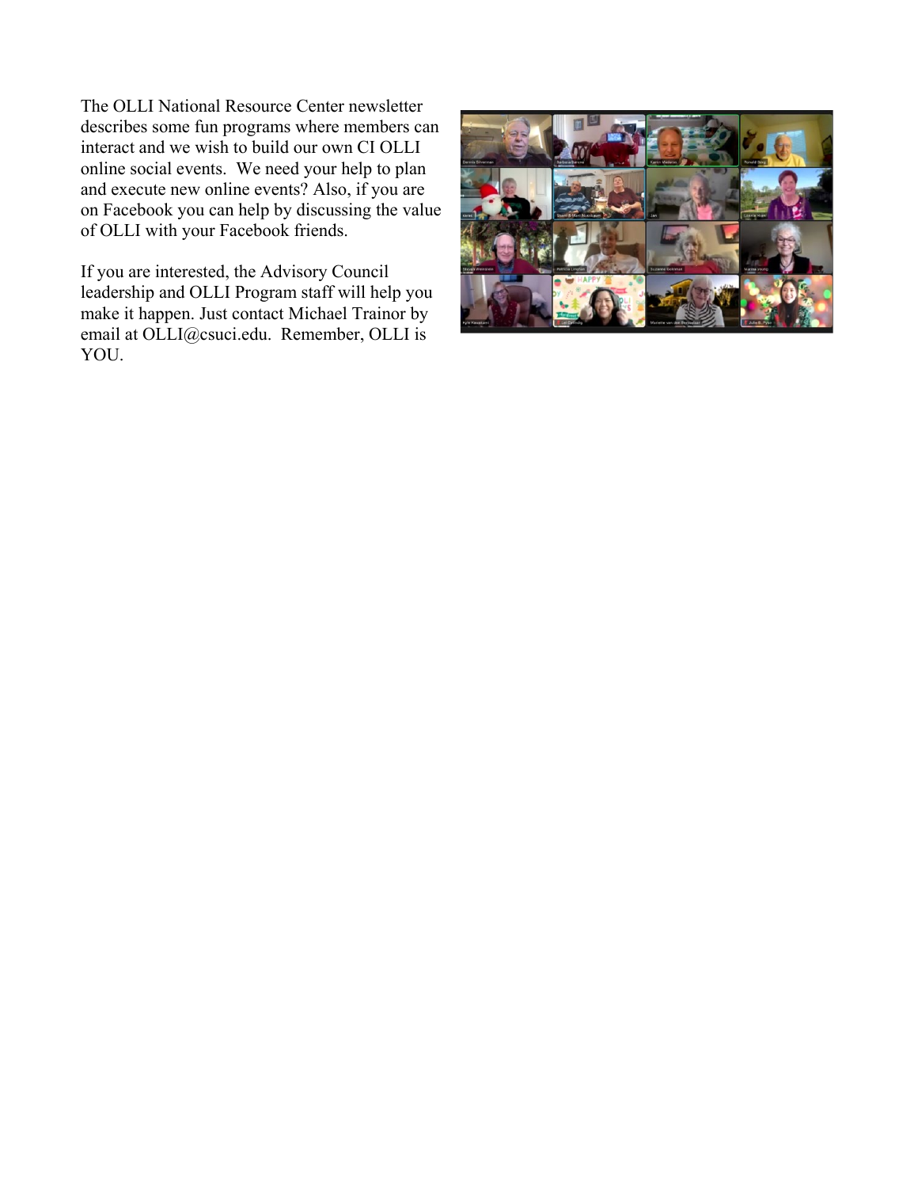The OLLI National Resource Center newsletter describes some fun programs where members can interact and we wish to build our own CI OLLI online social events. We need your help to plan and execute new online events? Also, if you are on Facebook you can help by discussing the value of OLLI with your Facebook friends.

If you are interested, the Advisory Council leadership and OLLI Program staff will help you make it happen. Just contact Michael Trainor by email at OLLI@csuci.edu. Remember, OLLI is YOU.